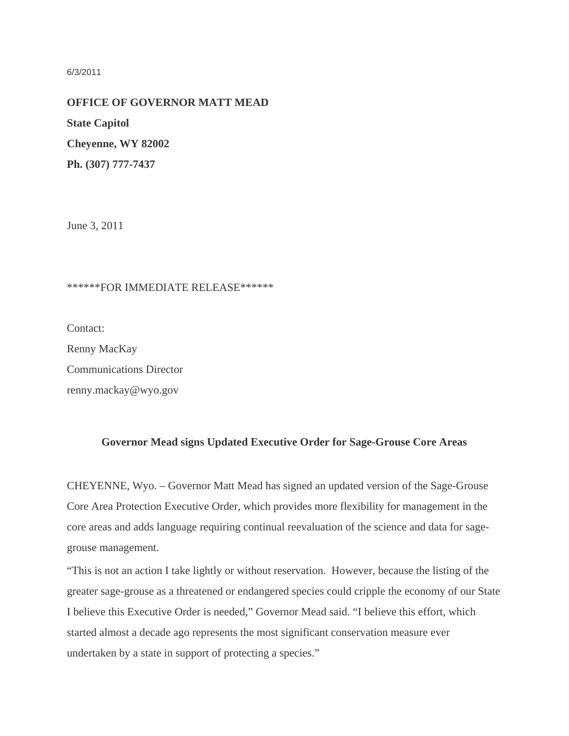6/3/2011

**OFFICE OF GOVERNOR MATT MEAD**

**State Capitol**

**Cheyenne, WY 82002**

**Ph. (307) 777-7437**

June 3, 2011

******FOR IMMEDIATE RELEASE******

Contact:
Renny MacKay
Communications Director
renny.mackay@wyo.gov

**Governor Mead signs Updated Executive Order for Sage-Grouse Core Areas**

CHEYENNE, Wyo. – Governor Matt Mead has signed an updated version of the Sage-Grouse Core Area Protection Executive Order, which provides more flexibility for management in the core areas and adds language requiring continual reevaluation of the science and data for sage-grouse management.

"This is not an action I take lightly or without reservation. However, because the listing of the greater sage-grouse as a threatened or endangered species could cripple the economy of our State I believe this Executive Order is needed," Governor Mead said. "I believe this effort, which started almost a decade ago represents the most significant conservation measure ever undertaken by a state in support of protecting a species."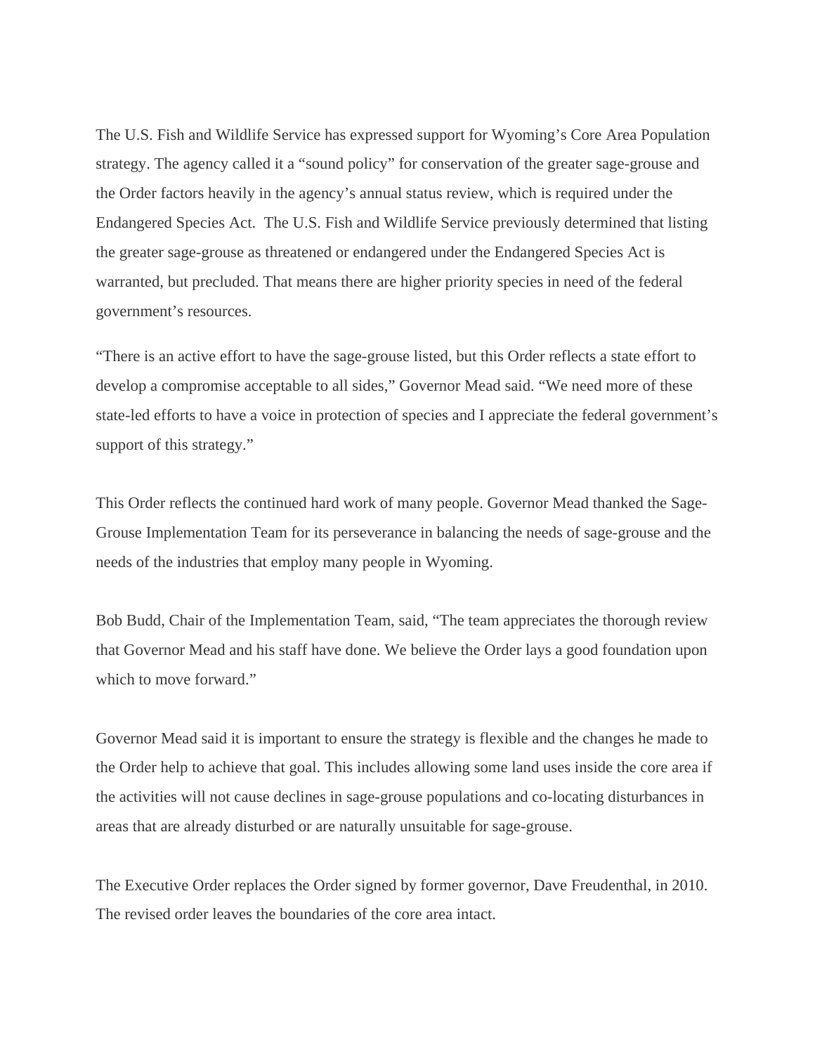The U.S. Fish and Wildlife Service has expressed support for Wyoming's Core Area Population strategy. The agency called it a "sound policy" for conservation of the greater sage-grouse and the Order factors heavily in the agency's annual status review, which is required under the Endangered Species Act. The U.S. Fish and Wildlife Service previously determined that listing the greater sage-grouse as threatened or endangered under the Endangered Species Act is warranted, but precluded. That means there are higher priority species in need of the federal government's resources.

"There is an active effort to have the sage-grouse listed, but this Order reflects a state effort to develop a compromise acceptable to all sides," Governor Mead said. "We need more of these state-led efforts to have a voice in protection of species and I appreciate the federal government's support of this strategy."

This Order reflects the continued hard work of many people. Governor Mead thanked the Sage-Grouse Implementation Team for its perseverance in balancing the needs of sage-grouse and the needs of the industries that employ many people in Wyoming.

Bob Budd, Chair of the Implementation Team, said, "The team appreciates the thorough review that Governor Mead and his staff have done. We believe the Order lays a good foundation upon which to move forward."

Governor Mead said it is important to ensure the strategy is flexible and the changes he made to the Order help to achieve that goal. This includes allowing some land uses inside the core area if the activities will not cause declines in sage-grouse populations and co-locating disturbances in areas that are already disturbed or are naturally unsuitable for sage-grouse.

The Executive Order replaces the Order signed by former governor, Dave Freudenthal, in 2010. The revised order leaves the boundaries of the core area intact.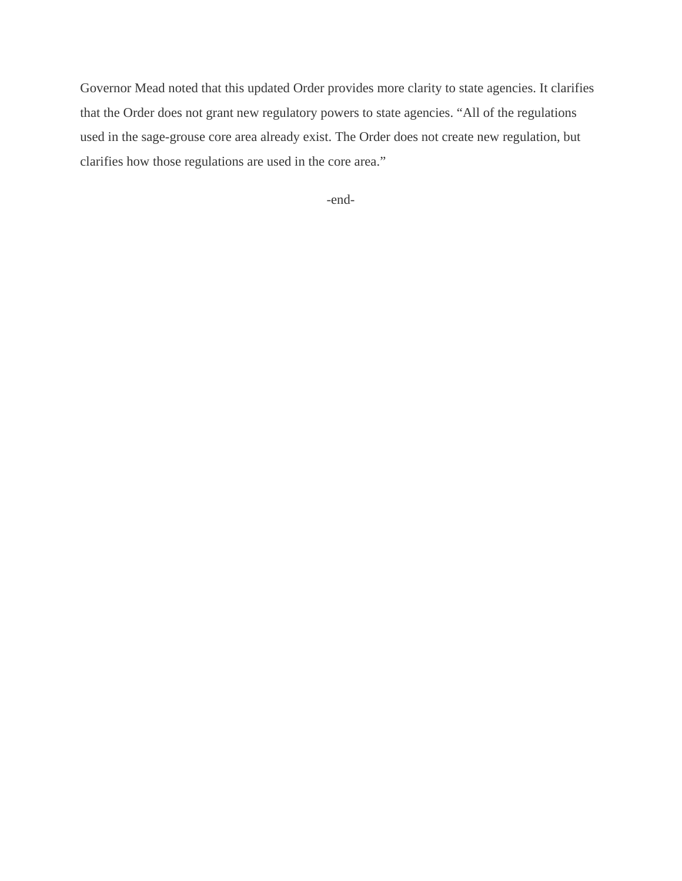Governor Mead noted that this updated Order provides more clarity to state agencies. It clarifies that the Order does not grant new regulatory powers to state agencies. “All of the regulations used in the sage-grouse core area already exist. The Order does not create new regulation, but clarifies how those regulations are used in the core area.”

-end-